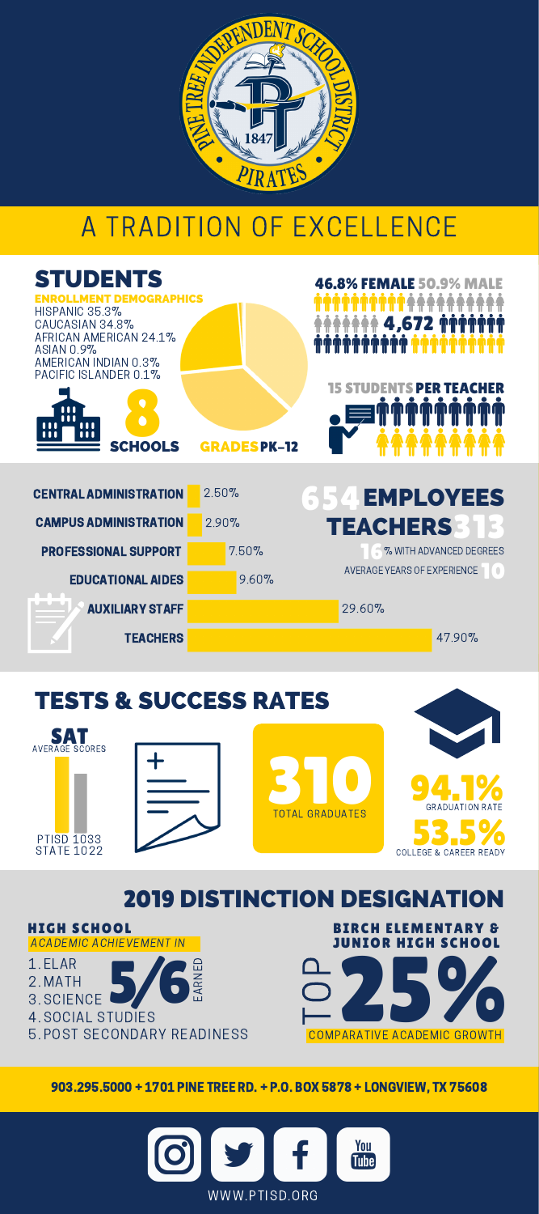PINE TREE INDEPENDENT SCHOOL DISTRICT
1847
PIRATES

# A TRADITION OF EXCELLENCE

## STUDENTS

**ENROLLMENT DEMOGRAPHICS**

- HISPANIC 35.3%
- CAUCASIAN 34.8%
- AFRICAN AMERICAN 24.1%
- ASIAN 0.9%
- AMERICAN INDIAN 0.3%
- PACIFIC ISLANDER 0.1%

**8** SCHOOLS

GRADES PK–12

**46.8% FEMALE 50.9% MALE**

**4,672**

**15 STUDENTS PER TEACHER**

| Category | Percentage |
| --- | --- |
| CENTRAL ADMINISTRATION | 2.50% |
| CAMPUS ADMINISTRATION | 2.90% |
| PROFESSIONAL SUPPORT | 7.50% |
| EDUCATIONAL AIDES | 9.60% |
| AUXILIARY STAFF | 29.60% |
| TEACHERS | 47.90% |

**654 EMPLOYEES**

**TEACHERS 313**

16% WITH ADVANCED DEGREES

AVERAGE YEARS OF EXPERIENCE 10

## TESTS & SUCCESS RATES

**SAT** AVERAGE SCORES

PTISD 1033
STATE 1022

**310** TOTAL GRADUATES

**94.1%** GRADUATION RATE

**53.5%** COLLEGE & CAREER READY

## 2019 DISTINCTION DESIGNATION

**HIGH SCHOOL**

*ACADEMIC ACHIEVEMENT IN*

1. ELAR
2. MATH
3. SCIENCE
4. SOCIAL STUDIES
5. POST SECONDARY READINESS

**5/6** EARNED

**BIRCH ELEMENTARY & JUNIOR HIGH SCHOOL**

TOP **25%** COMPARATIVE ACADEMIC GROWTH

**903.295.5000 + 1701 PINE TREE RD. + P.O. BOX 5878 + LONGVIEW, TX 75608**

WWW.PTISD.ORG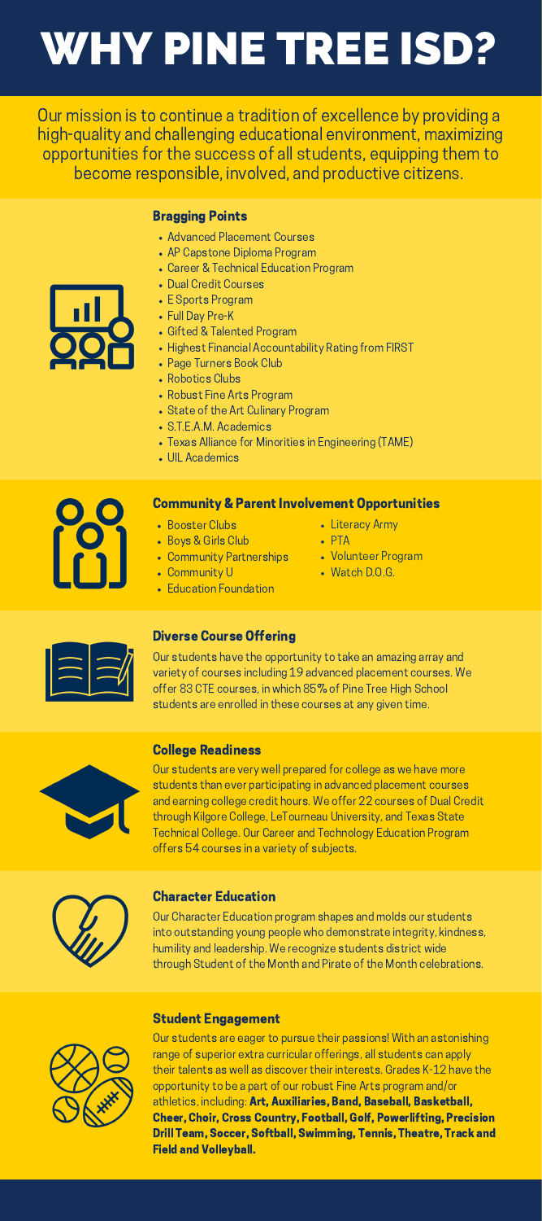# WHY PINE TREE ISD?

Our mission is to continue a tradition of excellence by providing a high-quality and challenging educational environment, maximizing opportunities for the success of all students, equipping them to become responsible, involved, and productive citizens.

### Bragging Points

- Advanced Placement Courses
- AP Capstone Diploma Program
- Career & Technical Education Program
- Dual Credit Courses
- E Sports Program
- Full Day Pre-K
- Gifted & Talented Program
- Highest Financial Accountability Rating from FIRST
- Page Turners Book Club
- Robotics Clubs
- Robust Fine Arts Program
- State of the Art Culinary Program
- S.T.E.A.M. Academics
- Texas Alliance for Minorities in Engineering (TAME)
- UIL Academics

### Community & Parent Involvement Opportunities

- Booster Clubs
- Boys & Girls Club
- Community Partnerships
- Community U
- Education Foundation
- Literacy Army
- PTA
- Volunteer Program
- Watch D.O.G.

### Diverse Course Offering

Our students have the opportunity to take an amazing array and variety of courses including 19 advanced placement courses. We offer 83 CTE courses, in which 85% of Pine Tree High School students are enrolled in these courses at any given time.

### College Readiness

Our students are very well prepared for college as we have more students than ever participating in advanced placement courses and earning college credit hours. We offer 22 courses of Dual Credit through Kilgore College, LeTourneau University, and Texas State Technical College. Our Career and Technology Education Program offers 54 courses in a variety of subjects.

### Character Education

Our Character Education program shapes and molds our students into outstanding young people who demonstrate integrity, kindness, humility and leadership. We recognize students district wide through Student of the Month and Pirate of the Month celebrations.

### Student Engagement

Our students are eager to pursue their passions! With an astonishing range of superior extra curricular offerings, all students can apply their talents as well as discover their interests. Grades K-12 have the opportunity to be a part of our robust Fine Arts program and/or athletics, including: **Art, Auxiliaries, Band, Baseball, Basketball, Cheer, Choir, Cross Country, Football, Golf, Powerlifting, Precision Drill Team, Soccer, Softball, Swimming, Tennis, Theatre, Track and Field and Volleyball.**